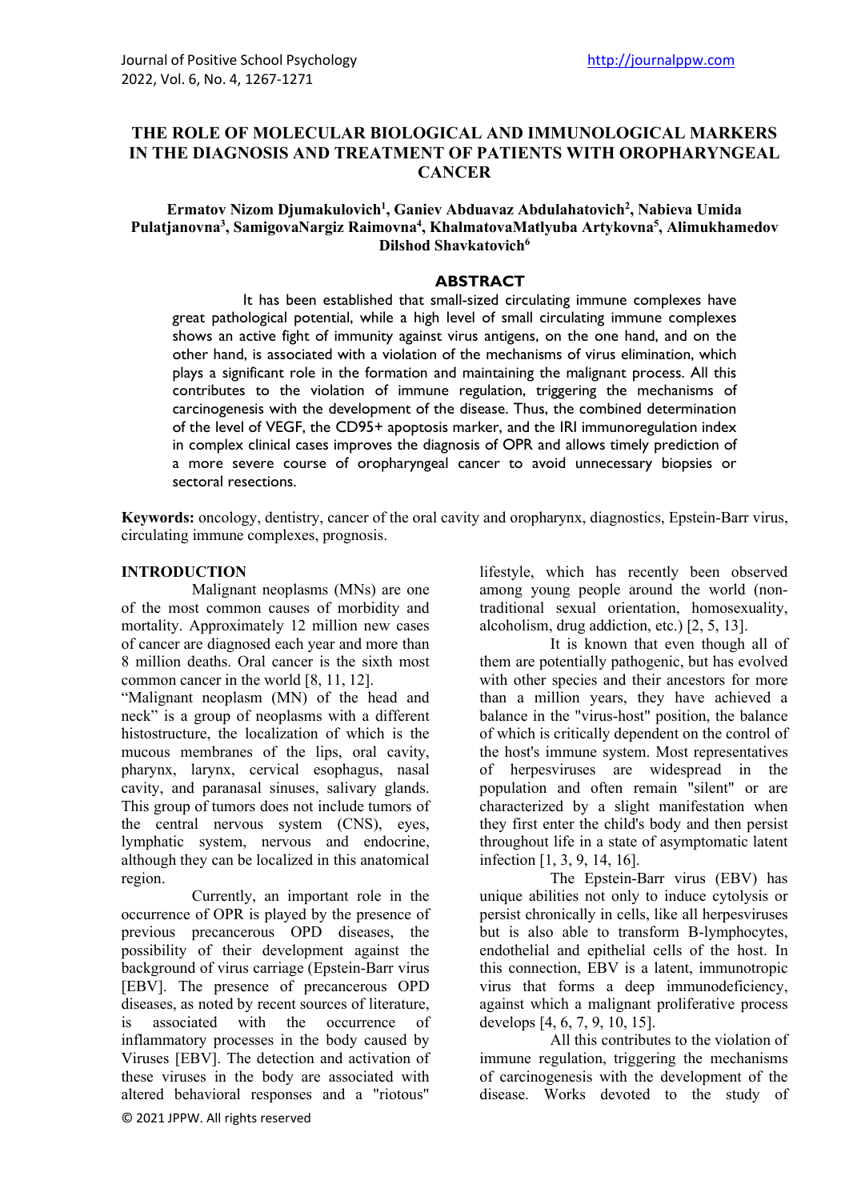# THE ROLE OF MOLECULAR BIOLOGICAL AND IMMUNOLOGICAL MARKERS IN THE DIAGNOSIS AND TREATMENT OF PATIENTS WITH OROPHARYNGEAL CANCER

**Ermatov Nizom Djumakulovich[1], Ganiev Abduavaz Abdulahatovich[2], Nabieva Umida Pulatjanovna[3], SamigovaNargiz Raimovna[4], KhalmatovaMatlyuba Artykovna[5], Alimukhamedov Dilshod Shavkatovich[6]**

## ABSTRACT

It has been established that small-sized circulating immune complexes have great pathological potential, while a high level of small circulating immune complexes shows an active fight of immunity against virus antigens, on the one hand, and on the other hand, is associated with a violation of the mechanisms of virus elimination, which plays a significant role in the formation and maintaining the malignant process. All this contributes to the violation of immune regulation, triggering the mechanisms of carcinogenesis with the development of the disease. Thus, the combined determination of the level of VEGF, the CD95+ apoptosis marker, and the IRI immunoregulation index in complex clinical cases improves the diagnosis of OPR and allows timely prediction of a more severe course of oropharyngeal cancer to avoid unnecessary biopsies or sectoral resections.

**Keywords:** oncology, dentistry, cancer of the oral cavity and oropharynx, diagnostics, Epstein-Barr virus, circulating immune complexes, prognosis.

## INTRODUCTION

Malignant neoplasms (MNs) are one of the most common causes of morbidity and mortality. Approximately 12 million new cases of cancer are diagnosed each year and more than 8 million deaths. Oral cancer is the sixth most common cancer in the world [8, 11, 12].

"Malignant neoplasm (MN) of the head and neck" is a group of neoplasms with a different histostructure, the localization of which is the mucous membranes of the lips, oral cavity, pharynx, larynx, cervical esophagus, nasal cavity, and paranasal sinuses, salivary glands. This group of tumors does not include tumors of the central nervous system (CNS), eyes, lymphatic system, nervous and endocrine, although they can be localized in this anatomical region.

Currently, an important role in the occurrence of OPR is played by the presence of previous precancerous OPD diseases, the possibility of their development against the background of virus carriage (Epstein-Barr virus [EBV]. The presence of precancerous OPD diseases, as noted by recent sources of literature, is associated with the occurrence of inflammatory processes in the body caused by Viruses [EBV]. The detection and activation of these viruses in the body are associated with altered behavioral responses and a "riotous" lifestyle, which has recently been observed among young people around the world (non-traditional sexual orientation, homosexuality, alcoholism, drug addiction, etc.) [2, 5, 13].

It is known that even though all of them are potentially pathogenic, but has evolved with other species and their ancestors for more than a million years, they have achieved a balance in the "virus-host" position, the balance of which is critically dependent on the control of the host's immune system. Most representatives of herpesviruses are widespread in the population and often remain "silent" or are characterized by a slight manifestation when they first enter the child's body and then persist throughout life in a state of asymptomatic latent infection [1, 3, 9, 14, 16].

The Epstein-Barr virus (EBV) has unique abilities not only to induce cytolysis or persist chronically in cells, like all herpesviruses but is also able to transform B-lymphocytes, endothelial and epithelial cells of the host. In this connection, EBV is a latent, immunotropic virus that forms a deep immunodeficiency, against which a malignant proliferative process develops [4, 6, 7, 9, 10, 15].

All this contributes to the violation of immune regulation, triggering the mechanisms of carcinogenesis with the development of the disease. Works devoted to the study of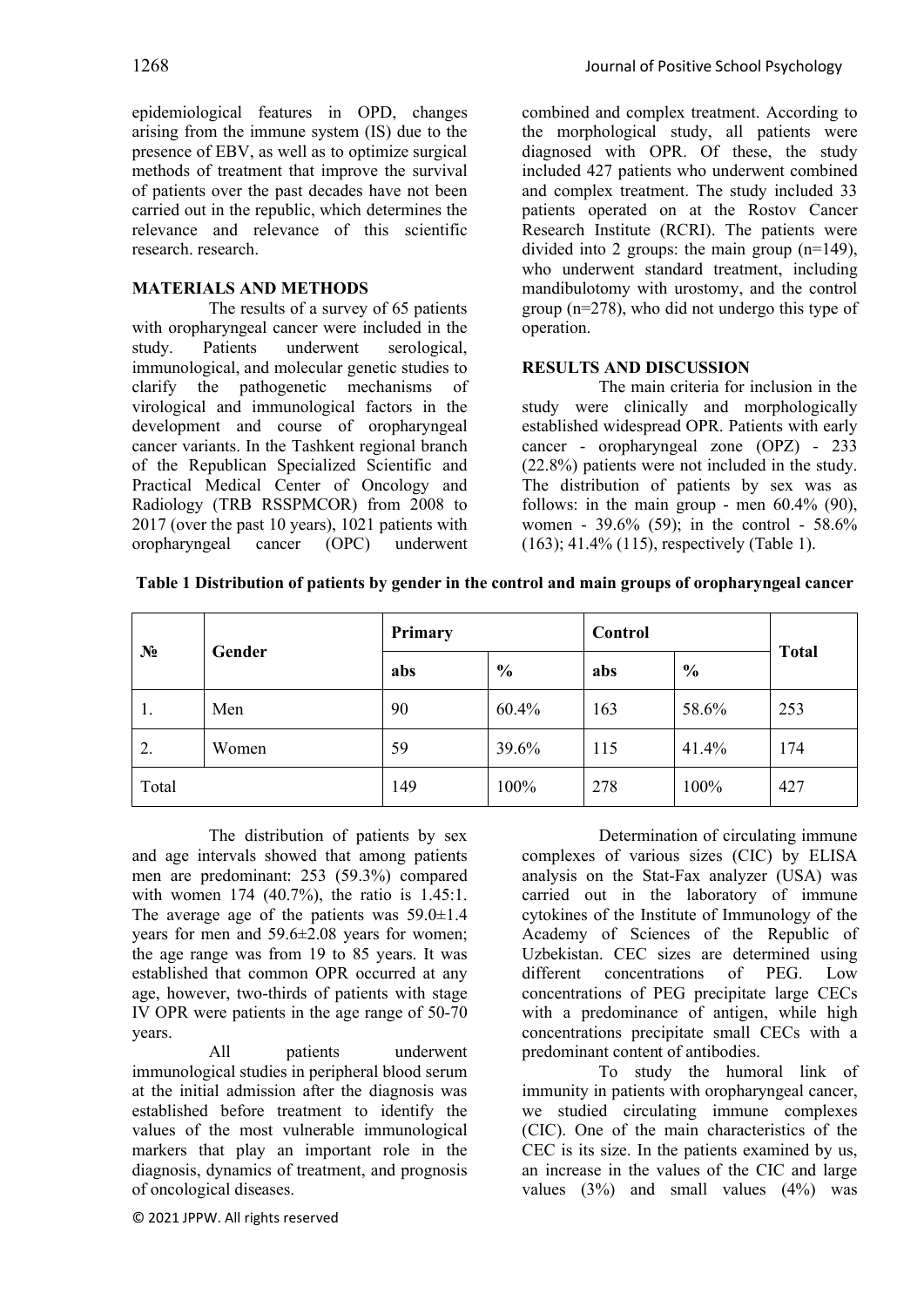epidemiological features in OPD, changes arising from the immune system (IS) due to the presence of EBV, as well as to optimize surgical methods of treatment that improve the survival of patients over the past decades have not been carried out in the republic, which determines the relevance and relevance of this scientific research. research.

## MATERIALS AND METHODS

The results of a survey of 65 patients with oropharyngeal cancer were included in the study. Patients underwent serological, immunological, and molecular genetic studies to clarify the pathogenetic mechanisms of virological and immunological factors in the development and course of oropharyngeal cancer variants. In the Tashkent regional branch of the Republican Specialized Scientific and Practical Medical Center of Oncology and Radiology (TRB RSSPMCOR) from 2008 to 2017 (over the past 10 years), 1021 patients with oropharyngeal cancer (OPC) underwent combined and complex treatment. According to the morphological study, all patients were diagnosed with OPR. Of these, the study included 427 patients who underwent combined and complex treatment. The study included 33 patients operated on at the Rostov Cancer Research Institute (RCRI). The patients were divided into 2 groups: the main group (n=149), who underwent standard treatment, including mandibulotomy with urostomy, and the control group (n=278), who did not undergo this type of operation.

## RESULTS AND DISCUSSION

The main criteria for inclusion in the study were clinically and morphologically established widespread OPR. Patients with early cancer - oropharyngeal zone (OPZ) - 233 (22.8%) patients were not included in the study. The distribution of patients by sex was as follows: in the main group - men 60.4% (90), women - 39.6% (59); in the control - 58.6% (163); 41.4% (115), respectively (Table 1).

**Table 1 Distribution of patients by gender in the control and main groups of oropharyngeal cancer**

| № | Gender | Primary | | Control | | Total |
|---|---|---|---|---|---|---|
| | | abs | % | abs | % | |
| 1. | Men | 90 | 60.4% | 163 | 58.6% | 253 |
| 2. | Women | 59 | 39.6% | 115 | 41.4% | 174 |
| Total | | 149 | 100% | 278 | 100% | 427 |

The distribution of patients by sex and age intervals showed that among patients men are predominant: 253 (59.3%) compared with women 174 (40.7%), the ratio is 1.45:1. The average age of the patients was 59.0±1.4 years for men and 59.6±2.08 years for women; the age range was from 19 to 85 years. It was established that common OPR occurred at any age, however, two-thirds of patients with stage IV OPR were patients in the age range of 50-70 years.

All patients underwent immunological studies in peripheral blood serum at the initial admission after the diagnosis was established before treatment to identify the values of the most vulnerable immunological markers that play an important role in the diagnosis, dynamics of treatment, and prognosis of oncological diseases.

Determination of circulating immune complexes of various sizes (CIC) by ELISA analysis on the Stat-Fax analyzer (USA) was carried out in the laboratory of immune cytokines of the Institute of Immunology of the Academy of Sciences of the Republic of Uzbekistan. CEC sizes are determined using different concentrations of PEG. Low concentrations of PEG precipitate large CECs with a predominance of antigen, while high concentrations precipitate small CECs with a predominant content of antibodies.

To study the humoral link of immunity in patients with oropharyngeal cancer, we studied circulating immune complexes (CIC). One of the main characteristics of the CEC is its size. In the patients examined by us, an increase in the values of the CIC and large values (3%) and small values (4%) was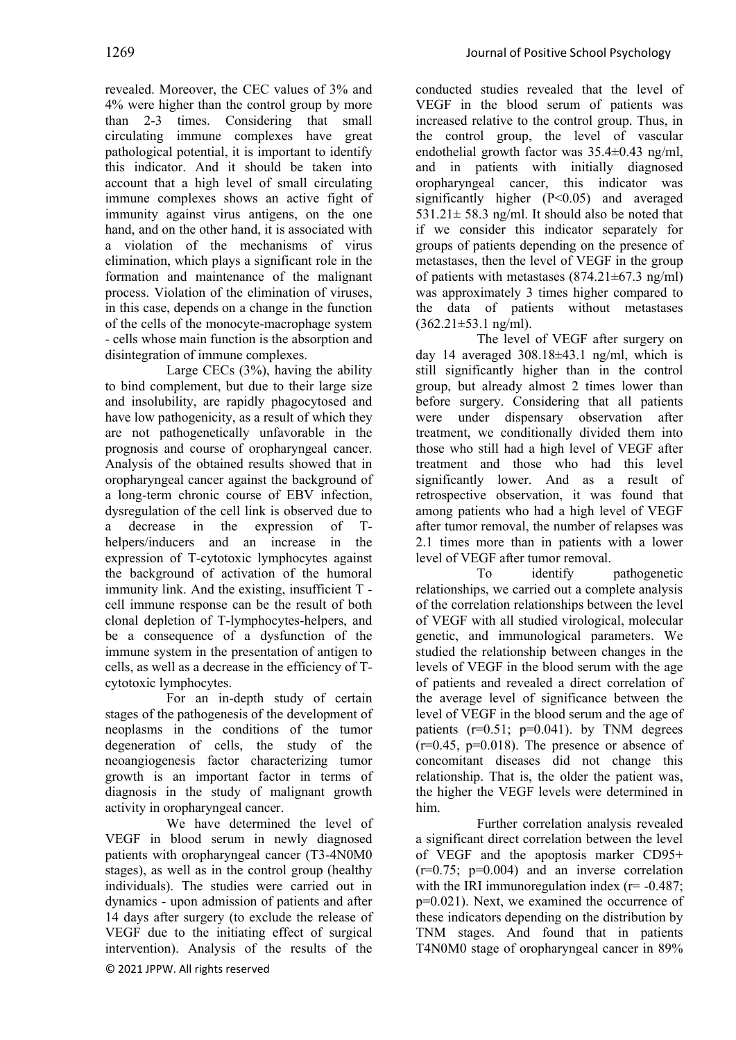revealed. Moreover, the CEC values of 3% and 4% were higher than the control group by more than 2-3 times. Considering that small circulating immune complexes have great pathological potential, it is important to identify this indicator. And it should be taken into account that a high level of small circulating immune complexes shows an active fight of immunity against virus antigens, on the one hand, and on the other hand, it is associated with a violation of the mechanisms of virus elimination, which plays a significant role in the formation and maintenance of the malignant process. Violation of the elimination of viruses, in this case, depends on a change in the function of the cells of the monocyte-macrophage system - cells whose main function is the absorption and disintegration of immune complexes.

Large CECs (3%), having the ability to bind complement, but due to their large size and insolubility, are rapidly phagocytosed and have low pathogenicity, as a result of which they are not pathogenetically unfavorable in the prognosis and course of oropharyngeal cancer. Analysis of the obtained results showed that in oropharyngeal cancer against the background of a long-term chronic course of EBV infection, dysregulation of the cell link is observed due to a decrease in the expression of T-helpers/inducers and an increase in the expression of T-cytotoxic lymphocytes against the background of activation of the humoral immunity link. And the existing, insufficient T - cell immune response can be the result of both clonal depletion of T-lymphocytes-helpers, and be a consequence of a dysfunction of the immune system in the presentation of antigen to cells, as well as a decrease in the efficiency of T-cytotoxic lymphocytes.

For an in-depth study of certain stages of the pathogenesis of the development of neoplasms in the conditions of the tumor degeneration of cells, the study of the neoangiogenesis factor characterizing tumor growth is an important factor in terms of diagnosis in the study of malignant growth activity in oropharyngeal cancer.

We have determined the level of VEGF in blood serum in newly diagnosed patients with oropharyngeal cancer (T3-4N0M0 stages), as well as in the control group (healthy individuals). The studies were carried out in dynamics - upon admission of patients and after 14 days after surgery (to exclude the release of VEGF due to the initiating effect of surgical intervention). Analysis of the results of the conducted studies revealed that the level of VEGF in the blood serum of patients was increased relative to the control group. Thus, in the control group, the level of vascular endothelial growth factor was 35.4±0.43 ng/ml, and in patients with initially diagnosed oropharyngeal cancer, this indicator was significantly higher ($P<0.05$) and averaged 531.21± 58.3 ng/ml. It should also be noted that if we consider this indicator separately for groups of patients depending on the presence of metastases, then the level of VEGF in the group of patients with metastases (874.21±67.3 ng/ml) was approximately 3 times higher compared to the data of patients without metastases (362.21±53.1 ng/ml).

The level of VEGF after surgery on day 14 averaged 308.18±43.1 ng/ml, which is still significantly higher than in the control group, but already almost 2 times lower than before surgery. Considering that all patients were under dispensary observation after treatment, we conditionally divided them into those who still had a high level of VEGF after treatment and those who had this level significantly lower. And as a result of retrospective observation, it was found that among patients who had a high level of VEGF after tumor removal, the number of relapses was 2.1 times more than in patients with a lower level of VEGF after tumor removal.

To identify pathogenetic relationships, we carried out a complete analysis of the correlation relationships between the level of VEGF with all studied virological, molecular genetic, and immunological parameters. We studied the relationship between changes in the levels of VEGF in the blood serum with the age of patients and revealed a direct correlation of the average level of significance between the level of VEGF in the blood serum and the age of patients ($r=0.51$; $p=0.041$). by TNM degrees ($r=0.45$, $p=0.018$). The presence or absence of concomitant diseases did not change this relationship. That is, the older the patient was, the higher the VEGF levels were determined in him.

Further correlation analysis revealed a significant direct correlation between the level of VEGF and the apoptosis marker CD95+ ($r=0.75$; $p=0.004$) and an inverse correlation with the IRI immunoregulation index ($r= -0.487$; $p=0.021$). Next, we examined the occurrence of these indicators depending on the distribution by TNM stages. And found that in patients T4N0M0 stage of oropharyngeal cancer in 89%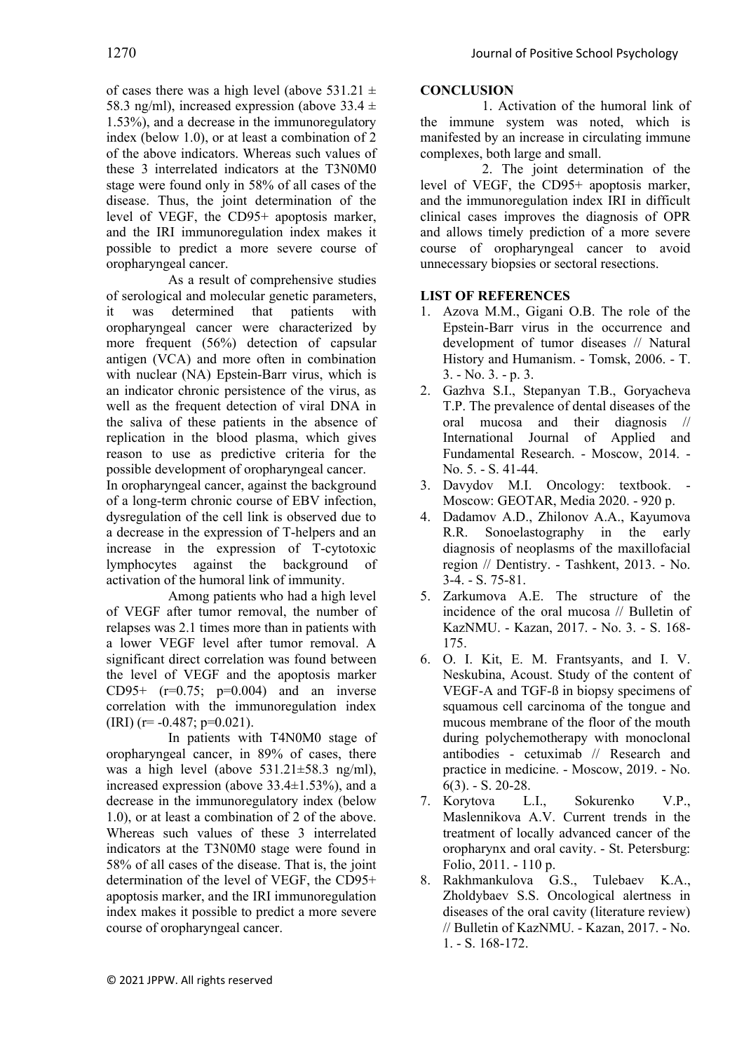of cases there was a high level (above 531.21 ± 58.3 ng/ml), increased expression (above 33.4 ± 1.53%), and a decrease in the immunoregulatory index (below 1.0), or at least a combination of 2 of the above indicators. Whereas such values of these 3 interrelated indicators at the T3N0M0 stage were found only in 58% of all cases of the disease. Thus, the joint determination of the level of VEGF, the CD95+ apoptosis marker, and the IRI immunoregulation index makes it possible to predict a more severe course of oropharyngeal cancer.

As a result of comprehensive studies of serological and molecular genetic parameters, it was determined that patients with oropharyngeal cancer were characterized by more frequent (56%) detection of capsular antigen (VCA) and more often in combination with nuclear (NA) Epstein-Barr virus, which is an indicator chronic persistence of the virus, as well as the frequent detection of viral DNA in the saliva of these patients in the absence of replication in the blood plasma, which gives reason to use as predictive criteria for the possible development of oropharyngeal cancer.

In oropharyngeal cancer, against the background of a long-term chronic course of EBV infection, dysregulation of the cell link is observed due to a decrease in the expression of T-helpers and an increase in the expression of T-cytotoxic lymphocytes against the background of activation of the humoral link of immunity.

Among patients who had a high level of VEGF after tumor removal, the number of relapses was 2.1 times more than in patients with a lower VEGF level after tumor removal. A significant direct correlation was found between the level of VEGF and the apoptosis marker CD95+ ($r=0.75$; $p=0.004$) and an inverse correlation with the immunoregulation index (IRI) ($r= -0.487$; $p=0.021$).

In patients with T4N0M0 stage of oropharyngeal cancer, in 89% of cases, there was a high level (above 531.21±58.3 ng/ml), increased expression (above 33.4±1.53%), and a decrease in the immunoregulatory index (below 1.0), or at least a combination of 2 of the above. Whereas such values of these 3 interrelated indicators at the T3N0M0 stage were found in 58% of all cases of the disease. That is, the joint determination of the level of VEGF, the CD95+ apoptosis marker, and the IRI immunoregulation index makes it possible to predict a more severe course of oropharyngeal cancer.

## CONCLUSION

1. Activation of the humoral link of the immune system was noted, which is manifested by an increase in circulating immune complexes, both large and small.

2. The joint determination of the level of VEGF, the CD95+ apoptosis marker, and the immunoregulation index IRI in difficult clinical cases improves the diagnosis of OPR and allows timely prediction of a more severe course of oropharyngeal cancer to avoid unnecessary biopsies or sectoral resections.

## LIST OF REFERENCES

1. Azova M.M., Gigani O.B. The role of the Epstein-Barr virus in the occurrence and development of tumor diseases // Natural History and Humanism. - Tomsk, 2006. - T. 3. - No. 3. - p. 3.
2. Gazhva S.I., Stepanyan T.B., Goryacheva T.P. The prevalence of dental diseases of the oral mucosa and their diagnosis // International Journal of Applied and Fundamental Research. - Moscow, 2014. - No. 5. - S. 41-44.
3. Davydov M.I. Oncology: textbook. - Moscow: GEOTAR, Media 2020. - 920 p.
4. Dadamov A.D., Zhilonov A.A., Kayumova R.R. Sonoelastography in the early diagnosis of neoplasms of the maxillofacial region // Dentistry. - Tashkent, 2013. - No. 3-4. - S. 75-81.
5. Zarkumova A.E. The structure of the incidence of the oral mucosa // Bulletin of KazNMU. - Kazan, 2017. - No. 3. - S. 168-175.
6. O. I. Kit, E. M. Frantsyants, and I. V. Neskubina, Acoust. Study of the content of VEGF-A and TGF-ß in biopsy specimens of squamous cell carcinoma of the tongue and mucous membrane of the floor of the mouth during polychemotherapy with monoclonal antibodies - cetuximab // Research and practice in medicine. - Moscow, 2019. - No. 6(3). - S. 20-28.
7. Korytova L.I., Sokurenko V.P., Maslennikova A.V. Current trends in the treatment of locally advanced cancer of the oropharynx and oral cavity. - St. Petersburg: Folio, 2011. - 110 p.
8. Rakhmankulova G.S., Tulebaev K.A., Zholdybaev S.S. Oncological alertness in diseases of the oral cavity (literature review) // Bulletin of KazNMU. - Kazan, 2017. - No. 1. - S. 168-172.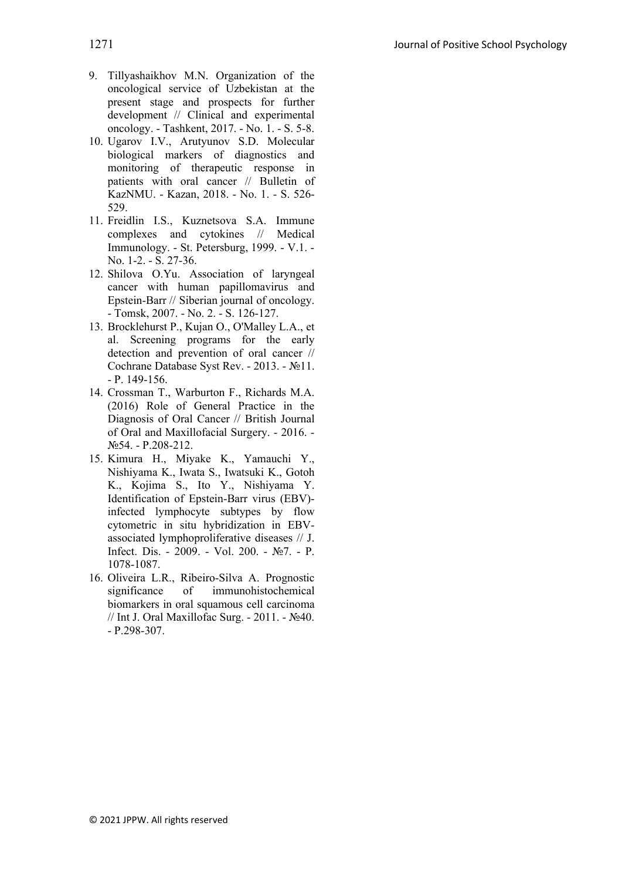9. Tillyashaikhov M.N. Organization of the oncological service of Uzbekistan at the present stage and prospects for further development // Clinical and experimental oncology. - Tashkent, 2017. - No. 1. - S. 5-8.
10. Ugarov I.V., Arutyunov S.D. Molecular biological markers of diagnostics and monitoring of therapeutic response in patients with oral cancer // Bulletin of KazNMU. - Kazan, 2018. - No. 1. - S. 526-529.
11. Freidlin I.S., Kuznetsova S.A. Immune complexes and cytokines // Medical Immunology. - St. Petersburg, 1999. - V.1. - No. 1-2. - S. 27-36.
12. Shilova O.Yu. Association of laryngeal cancer with human papillomavirus and Epstein-Barr // Siberian journal of oncology. - Tomsk, 2007. - No. 2. - S. 126-127.
13. Brocklehurst P., Kujan O., O'Malley L.A., et al. Screening programs for the early detection and prevention of oral cancer // Cochrane Database Syst Rev. - 2013. - №11. - P. 149-156.
14. Crossman T., Warburton F., Richards M.A. (2016) Role of General Practice in the Diagnosis of Oral Cancer // British Journal of Oral and Maxillofacial Surgery. - 2016. - №54. - P.208-212.
15. Kimura H., Miyake K., Yamauchi Y., Nishiyama K., Iwata S., Iwatsuki K., Gotoh K., Kojima S., Ito Y., Nishiyama Y. Identification of Epstein-Barr virus (EBV)-infected lymphocyte subtypes by flow cytometric in situ hybridization in EBV-associated lymphoproliferative diseases // J. Infect. Dis. - 2009. - Vol. 200. - №7. - P. 1078-1087.
16. Oliveira L.R., Ribeiro-Silva A. Prognostic significance of immunohistochemical biomarkers in oral squamous cell carcinoma // Int J. Oral Maxillofac Surg. - 2011. - №40. - P.298-307.